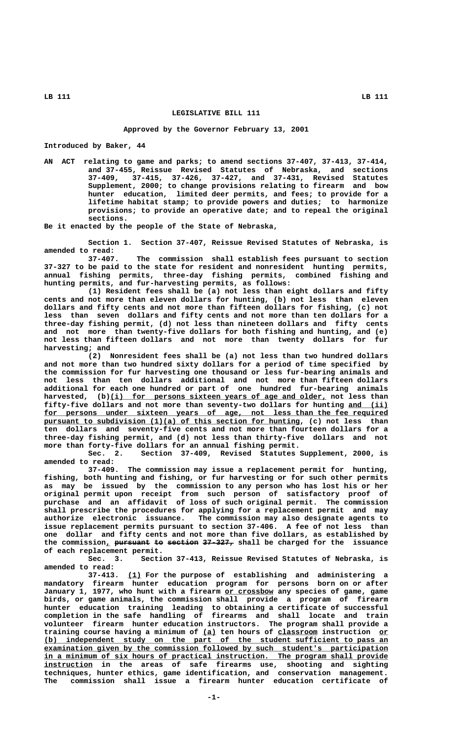# LEGISLATIVE BILL 111

**Approved by the Governor February 13, 2001**

**Introduced by Baker, 44**

AN ACT relating to game and parks; to amend sections 37-407, 37-413, 37-414, and 37-455, Reissue Revised Statutes of Nebraska, and sections 37-409, 37-415, 37-426, 37-427, and 37-431, Revised Statutes Supplement, 2000; to change provisions relating to firearm and bow hunter education, limited deer permits, and fees; to provide for a lifetime habitat stamp; to provide powers and duties; to harmonize provisions; to provide an operative date; and to repeal the original sections.

Be it enacted by the people of the State of Nebraska,

Section 1. Section 37-407, Reissue Revised Statutes of Nebraska, is amended to read:

37-407. The commission shall establish fees pursuant to section 37-327 to be paid to the state for resident and nonresident hunting permits, annual fishing permits, three-day fishing permits, combined fishing and hunting permits, and fur-harvesting permits, as follows:

(1) Resident fees shall be (a) not less than eight dollars and fifty cents and not more than eleven dollars for hunting, (b) not less than eleven dollars and fifty cents and not more than fifteen dollars for fishing, (c) not less than seven dollars and fifty cents and not more than ten dollars for a three-day fishing permit, (d) not less than nineteen dollars and fifty cents and not more than twenty-five dollars for both fishing and hunting, and (e) not less than fifteen dollars and not more than twenty dollars for fur harvesting; and

(2) Nonresident fees shall be (a) not less than two hundred dollars and not more than two hundred sixty dollars for a period of time specified by the commission for fur harvesting one thousand or less fur-bearing animals and not less than ten dollars additional and not more than fifteen dollars additional for each one hundred or part of one hundred fur-bearing animals harvested, (b)(i) for persons sixteen years of age and older, not less than fifty-five dollars and not more than seventy-two dollars for hunting and (ii) for persons under sixteen years of age, not less than the fee required pursuant to subdivision (1)(a) of this section for hunting, (c) not less than ten dollars and seventy-five cents and not more than fourteen dollars for a three-day fishing permit, and (d) not less than thirty-five dollars and not more than forty-five dollars for an annual fishing permit.

Sec. 2. Section 37-409, Revised Statutes Supplement, 2000, is amended to read:

37-409. The commission may issue a replacement permit for hunting, fishing, both hunting and fishing, or fur harvesting or for such other permits as may be issued by the commission to any person who has lost his or her original permit upon receipt from such person of satisfactory proof of purchase and an affidavit of loss of such original permit. The commission shall prescribe the procedures for applying for a replacement permit and may authorize electronic issuance. The commission may also designate agents to issue replacement permits pursuant to section 37-406. A fee of not less than one dollar and fifty cents and not more than five dollars, as established by the commission, ~~pursuant to section 37-327,~~ shall be charged for the issuance of each replacement permit.

Sec. 3. Section 37-413, Reissue Revised Statutes of Nebraska, is amended to read:

37-413. (1) For the purpose of establishing and administering a mandatory firearm hunter education program for persons born on or after January 1, 1977, who hunt with a firearm or crossbow any species of game, game birds, or game animals, the commission shall provide a program of firearm hunter education training leading to obtaining a certificate of successful completion in the safe handling of firearms and shall locate and train volunteer firearm hunter education instructors. The program shall provide a training course having a minimum of (a) ten hours of classroom instruction or (b) independent study on the part of the student sufficient to pass an examination given by the commission followed by such student's participation in a minimum of six hours of practical instruction. The program shall provide instruction in the areas of safe firearms use, shooting and sighting techniques, hunter ethics, game identification, and conservation management. The commission shall issue a firearm hunter education certificate of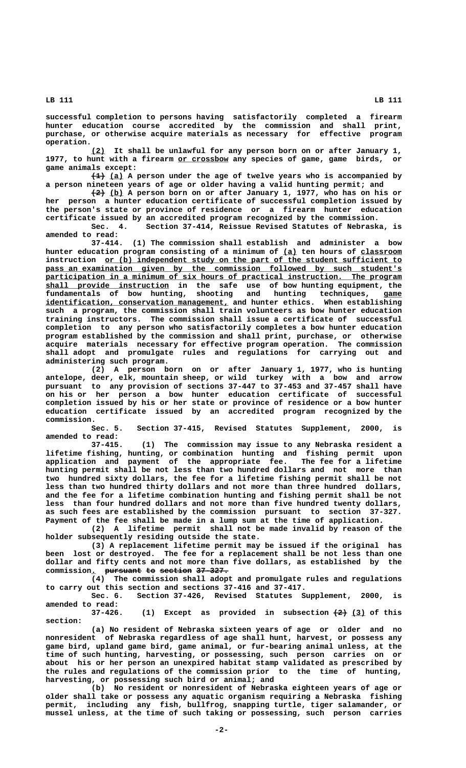successful completion to persons having satisfactorily completed a firearm hunter education course accredited by the commission and shall print, purchase, or otherwise acquire materials as necessary for effective program operation.

(2) It shall be unlawful for any person born on or after January 1, 1977, to hunt with a firearm or crossbow any species of game, game birds, or game animals except:

~~(1)~~ (a) A person under the age of twelve years who is accompanied by a person nineteen years of age or older having a valid hunting permit; and

~~(2)~~ (b) A person born on or after January 1, 1977, who has on his or her person a hunter education certificate of successful completion issued by the person's state or province of residence or a firearm hunter education certificate issued by an accredited program recognized by the commission.

Sec. 4. Section 37-414, Reissue Revised Statutes of Nebraska, is amended to read:

37-414. (1) The commission shall establish and administer a bow hunter education program consisting of a minimum of (a) ten hours of classroom instruction or (b) independent study on the part of the student sufficient to pass an examination given by the commission followed by such student's participation in a minimum of six hours of practical instruction. The program shall provide instruction in the safe use of bow hunting equipment, the fundamentals of bow hunting, shooting and hunting techniques, game identification, conservation management, and hunter ethics. When establishing such a program, the commission shall train volunteers as bow hunter education training instructors. The commission shall issue a certificate of successful completion to any person who satisfactorily completes a bow hunter education program established by the commission and shall print, purchase, or otherwise acquire materials necessary for effective program operation. The commission shall adopt and promulgate rules and regulations for carrying out and administering such program.

(2) A person born on or after January 1, 1977, who is hunting antelope, deer, elk, mountain sheep, or wild turkey with a bow and arrow pursuant to any provision of sections 37-447 to 37-453 and 37-457 shall have on his or her person a bow hunter education certificate of successful completion issued by his or her state or province of residence or a bow hunter education certificate issued by an accredited program recognized by the commission.

Sec. 5. Section 37-415, Revised Statutes Supplement, 2000, is amended to read:

37-415. (1) The commission may issue to any Nebraska resident a lifetime fishing, hunting, or combination hunting and fishing permit upon application and payment of the appropriate fee. The fee for a lifetime hunting permit shall be not less than two hundred dollars and not more than two hundred sixty dollars, the fee for a lifetime fishing permit shall be not less than two hundred thirty dollars and not more than three hundred dollars, and the fee for a lifetime combination hunting and fishing permit shall be not less than four hundred dollars and not more than five hundred twenty dollars, as such fees are established by the commission pursuant to section 37-327. Payment of the fee shall be made in a lump sum at the time of application.

(2) A lifetime permit shall not be made invalid by reason of the holder subsequently residing outside the state.

(3) A replacement lifetime permit may be issued if the original has been lost or destroyed. The fee for a replacement shall be not less than one dollar and fifty cents and not more than five dollars, as established by the commission. ~~pursuant to section 37-327.~~

(4) The commission shall adopt and promulgate rules and regulations to carry out this section and sections 37-416 and 37-417.

Sec. 6. Section 37-426, Revised Statutes Supplement, 2000, is amended to read:

37-426. (1) Except as provided in subsection ~~(2)~~ (3) of this section:

(a) No resident of Nebraska sixteen years of age or older and no nonresident of Nebraska regardless of age shall hunt, harvest, or possess any game bird, upland game bird, game animal, or fur-bearing animal unless, at the time of such hunting, harvesting, or possessing, such person carries on or about his or her person an unexpired habitat stamp validated as prescribed by the rules and regulations of the commission prior to the time of hunting, harvesting, or possessing such bird or animal; and

(b) No resident or nonresident of Nebraska eighteen years of age or older shall take or possess any aquatic organism requiring a Nebraska fishing permit, including any fish, bullfrog, snapping turtle, tiger salamander, or mussel unless, at the time of such taking or possessing, such person carries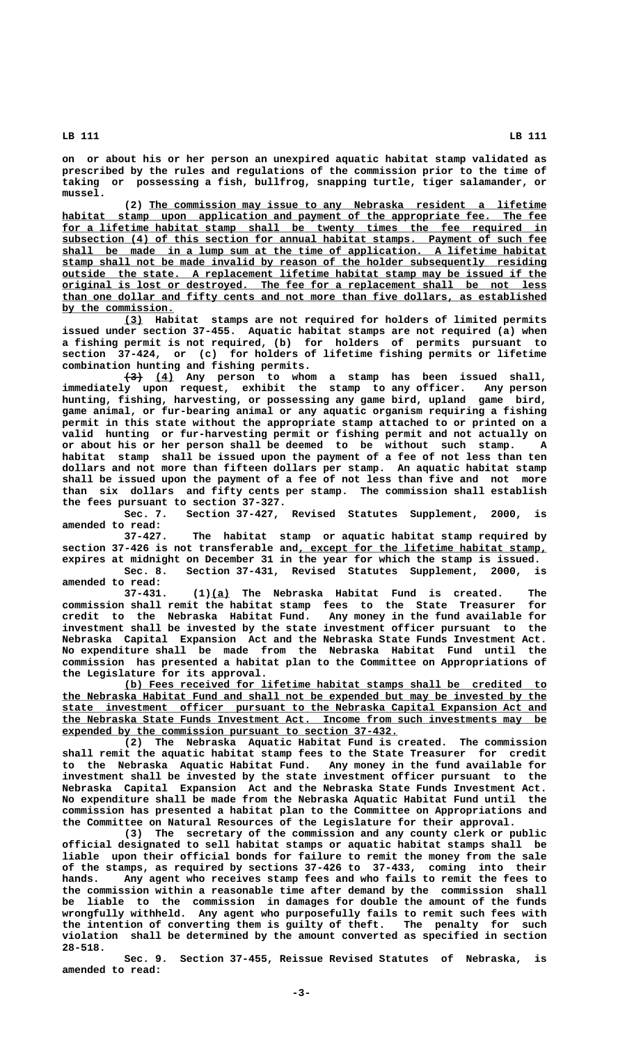on or about his or her person an unexpired aquatic habitat stamp validated as prescribed by the rules and regulations of the commission prior to the time of taking or possessing a fish, bullfrog, snapping turtle, tiger salamander, or mussel.

(2) The commission may issue to any Nebraska resident a lifetime habitat stamp upon application and payment of the appropriate fee. The fee for a lifetime habitat stamp shall be twenty times the fee required in subsection (4) of this section for annual habitat stamps. Payment of such fee shall be made in a lump sum at the time of application. A lifetime habitat stamp shall not be made invalid by reason of the holder subsequently residing outside the state. A replacement lifetime habitat stamp may be issued if the original is lost or destroyed. The fee for a replacement shall be not less than one dollar and fifty cents and not more than five dollars, as established by the commission.

(3) Habitat stamps are not required for holders of limited permits issued under section 37-455. Aquatic habitat stamps are not required (a) when a fishing permit is not required, (b) for holders of permits pursuant to section 37-424, or (c) for holders of lifetime fishing permits or lifetime combination hunting and fishing permits.

~~(3)~~ (4) Any person to whom a stamp has been issued shall, immediately upon request, exhibit the stamp to any officer. Any person hunting, fishing, harvesting, or possessing any game bird, upland game bird, game animal, or fur-bearing animal or any aquatic organism requiring a fishing permit in this state without the appropriate stamp attached to or printed on a valid hunting or fur-harvesting permit or fishing permit and not actually on or about his or her person shall be deemed to be without such stamp. A habitat stamp shall be issued upon the payment of a fee of not less than ten dollars and not more than fifteen dollars per stamp. An aquatic habitat stamp shall be issued upon the payment of a fee of not less than five and not more than six dollars and fifty cents per stamp. The commission shall establish the fees pursuant to section 37-327.

Sec. 7. Section 37-427, Revised Statutes Supplement, 2000, is amended to read:

37-427. The habitat stamp or aquatic habitat stamp required by section 37-426 is not transferable and, except for the lifetime habitat stamp, expires at midnight on December 31 in the year for which the stamp is issued.

Sec. 8. Section 37-431, Revised Statutes Supplement, 2000, is amended to read:

37-431. (1)(a) The Nebraska Habitat Fund is created. The commission shall remit the habitat stamp fees to the State Treasurer for credit to the Nebraska Habitat Fund. Any money in the fund available for investment shall be invested by the state investment officer pursuant to the Nebraska Capital Expansion Act and the Nebraska State Funds Investment Act. No expenditure shall be made from the Nebraska Habitat Fund until the commission has presented a habitat plan to the Committee on Appropriations of the Legislature for its approval.

(b) Fees received for lifetime habitat stamps shall be credited to the Nebraska Habitat Fund and shall not be expended but may be invested by the state investment officer pursuant to the Nebraska Capital Expansion Act and the Nebraska State Funds Investment Act. Income from such investments may be expended by the commission pursuant to section 37-432.

(2) The Nebraska Aquatic Habitat Fund is created. The commission shall remit the aquatic habitat stamp fees to the State Treasurer for credit to the Nebraska Aquatic Habitat Fund. Any money in the fund available for investment shall be invested by the state investment officer pursuant to the Nebraska Capital Expansion Act and the Nebraska State Funds Investment Act. No expenditure shall be made from the Nebraska Aquatic Habitat Fund until the commission has presented a habitat plan to the Committee on Appropriations and the Committee on Natural Resources of the Legislature for their approval.

(3) The secretary of the commission and any county clerk or public official designated to sell habitat stamps or aquatic habitat stamps shall be liable upon their official bonds for failure to remit the money from the sale of the stamps, as required by sections 37-426 to 37-433, coming into their hands. Any agent who receives stamp fees and who fails to remit the fees to the commission within a reasonable time after demand by the commission shall be liable to the commission in damages for double the amount of the funds wrongfully withheld. Any agent who purposefully fails to remit such fees with the intention of converting them is guilty of theft. The penalty for such violation shall be determined by the amount converted as specified in section 28-518.

Sec. 9. Section 37-455, Reissue Revised Statutes of Nebraska, is amended to read: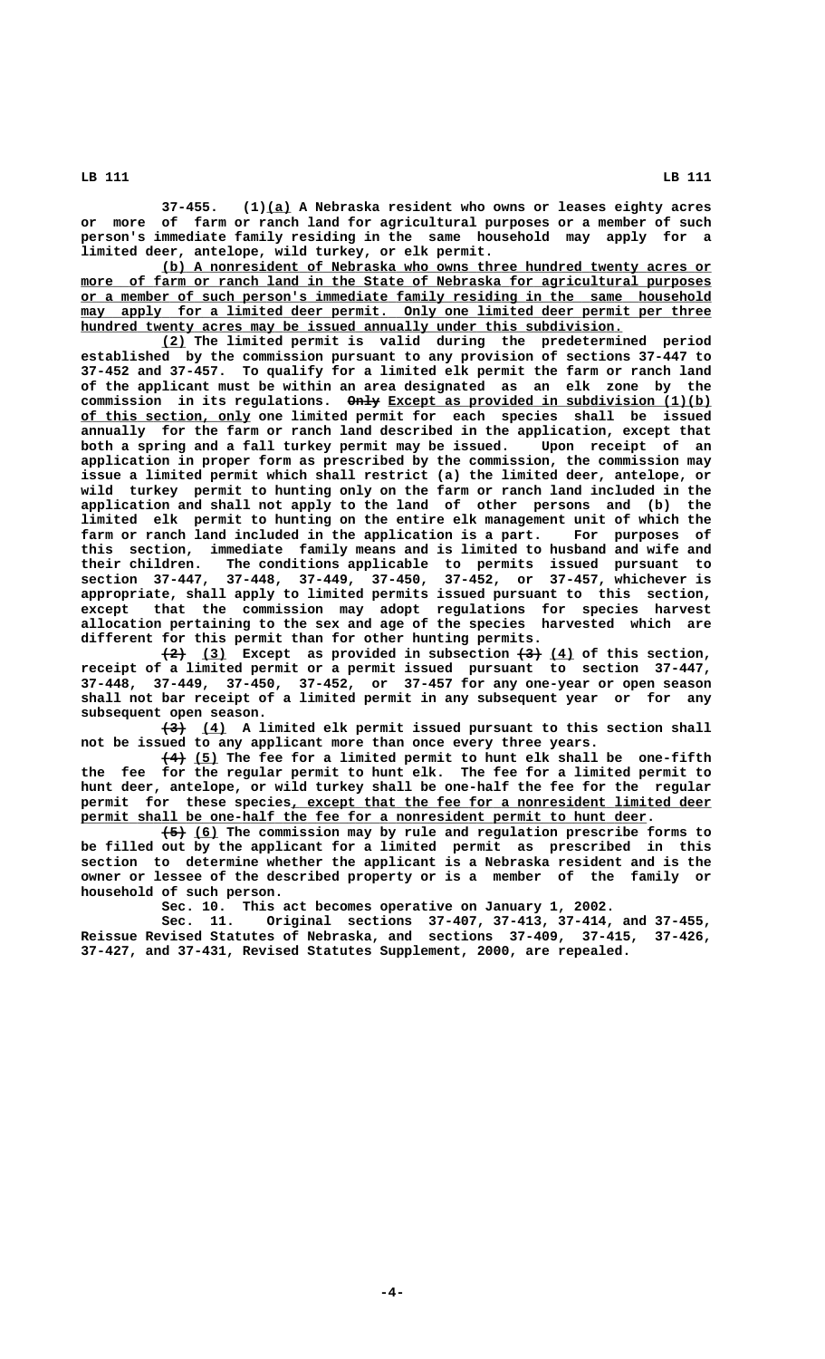37-455. (1)(a) A Nebraska resident who owns or leases eighty acres or more of farm or ranch land for agricultural purposes or a member of such person's immediate family residing in the same household may apply for a limited deer, antelope, wild turkey, or elk permit.

(b) A nonresident of Nebraska who owns three hundred twenty acres or more of farm or ranch land in the State of Nebraska for agricultural purposes or a member of such person's immediate family residing in the same household may apply for a limited deer permit. Only one limited deer permit per three hundred twenty acres may be issued annually under this subdivision.

(2) The limited permit is valid during the predetermined period established by the commission pursuant to any provision of sections 37-447 to 37-452 and 37-457. To qualify for a limited elk permit the farm or ranch land of the applicant must be within an area designated as an elk zone by the commission in its regulations. ~~Only~~ Except as provided in subdivision (1)(b) of this section, only one limited permit for each species shall be issued annually for the farm or ranch land described in the application, except that both a spring and a fall turkey permit may be issued. Upon receipt of an application in proper form as prescribed by the commission, the commission may issue a limited permit which shall restrict (a) the limited deer, antelope, or wild turkey permit to hunting only on the farm or ranch land included in the application and shall not apply to the land of other persons and (b) the limited elk permit to hunting on the entire elk management unit of which the farm or ranch land included in the application is a part. For purposes of this section, immediate family means and is limited to husband and wife and their children. The conditions applicable to permits issued pursuant to section 37-447, 37-448, 37-449, 37-450, 37-452, or 37-457, whichever is appropriate, shall apply to limited permits issued pursuant to this section, except that the commission may adopt regulations for species harvest allocation pertaining to the sex and age of the species harvested which are different for this permit than for other hunting permits.

~~(2)~~ (3) Except as provided in subsection ~~(3)~~ (4) of this section, receipt of a limited permit or a permit issued pursuant to section 37-447, 37-448, 37-449, 37-450, 37-452, or 37-457 for any one-year or open season shall not bar receipt of a limited permit in any subsequent year or for any subsequent open season.

~~(3)~~ (4) A limited elk permit issued pursuant to this section shall not be issued to any applicant more than once every three years.

~~(4)~~ (5) The fee for a limited permit to hunt elk shall be one-fifth the fee for the regular permit to hunt elk. The fee for a limited permit to hunt deer, antelope, or wild turkey shall be one-half the fee for the regular permit for these species, except that the fee for a nonresident limited deer permit shall be one-half the fee for a nonresident permit to hunt deer.

~~(5)~~ (6) The commission may by rule and regulation prescribe forms to be filled out by the applicant for a limited permit as prescribed in this section to determine whether the applicant is a Nebraska resident and is the owner or lessee of the described property or is a member of the family or household of such person.

Sec. 10. This act becomes operative on January 1, 2002.

Sec. 11. Original sections 37-407, 37-413, 37-414, and 37-455, Reissue Revised Statutes of Nebraska, and sections 37-409, 37-415, 37-426, 37-427, and 37-431, Revised Statutes Supplement, 2000, are repealed.